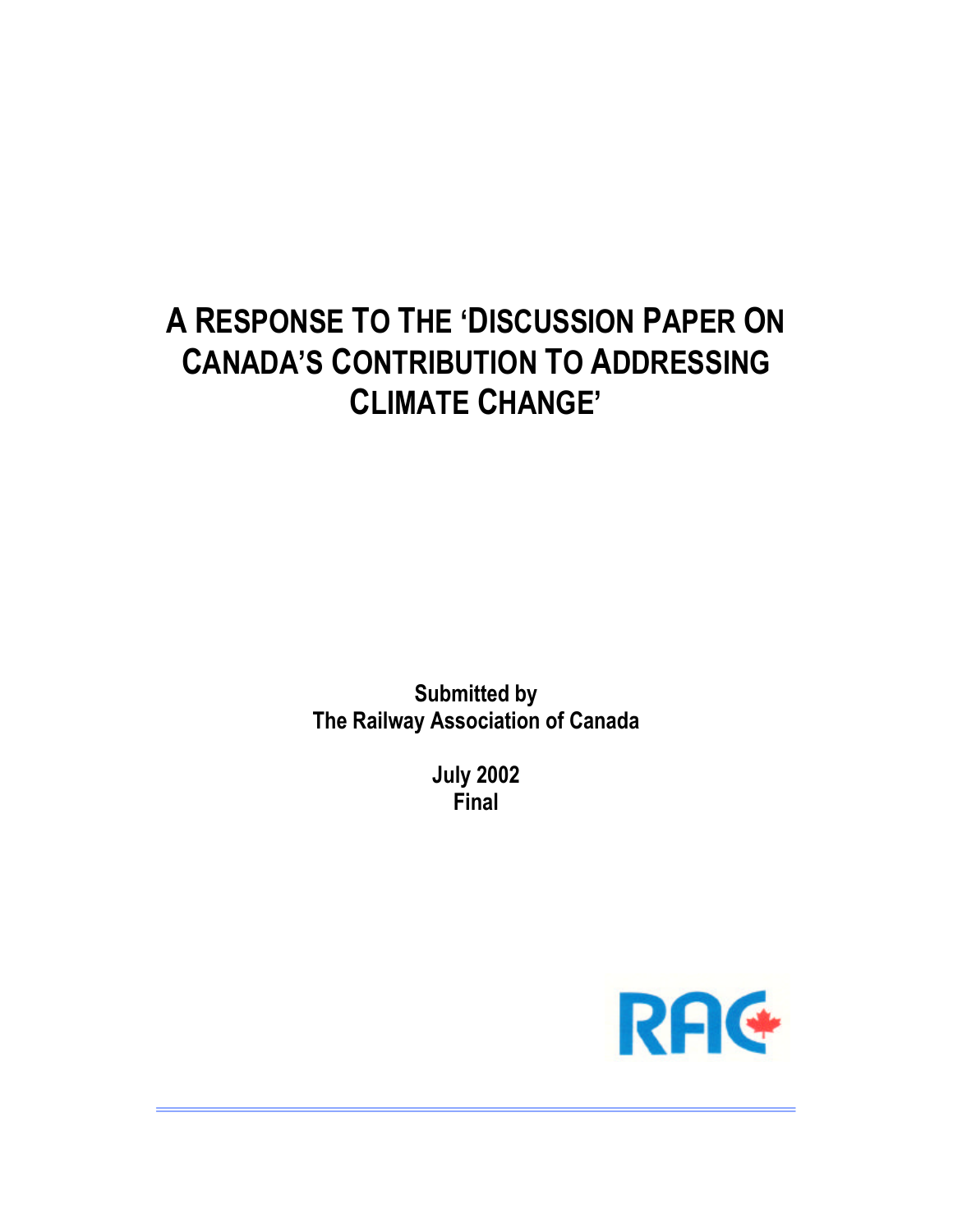# A Response To The 'Discussion Paper On Canada's Contribution To Addressing Climate Change'

**Submitted by**
**The Railway Association of Canada**

**July 2002**
**Final**

RAC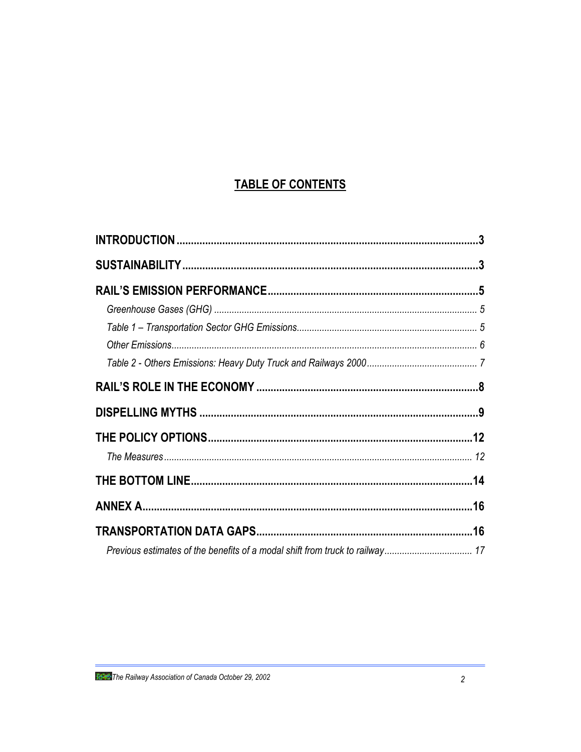# TABLE OF CONTENTS

**INTRODUCTION** .......... **3**

**SUSTAINABILITY** .......... **3**

**RAIL'S EMISSION PERFORMANCE** .......... **5**

- *Greenhouse Gases (GHG)* .......... *5*
- *Table 1 – Transportation Sector GHG Emissions* .......... *5*
- *Other Emissions* .......... *6*
- *Table 2 - Others Emissions: Heavy Duty Truck and Railways 2000* .......... *7*

**RAIL'S ROLE IN THE ECONOMY** .......... **8**

**DISPELLING MYTHS** .......... **9**

**THE POLICY OPTIONS** .......... **12**

- *The Measures* .......... *12*

**THE BOTTOM LINE** .......... **14**

**ANNEX A** .......... **16**

**TRANSPORTATION DATA GAPS** .......... **16**

- *Previous estimates of the benefits of a modal shift from truck to railway* .......... *17*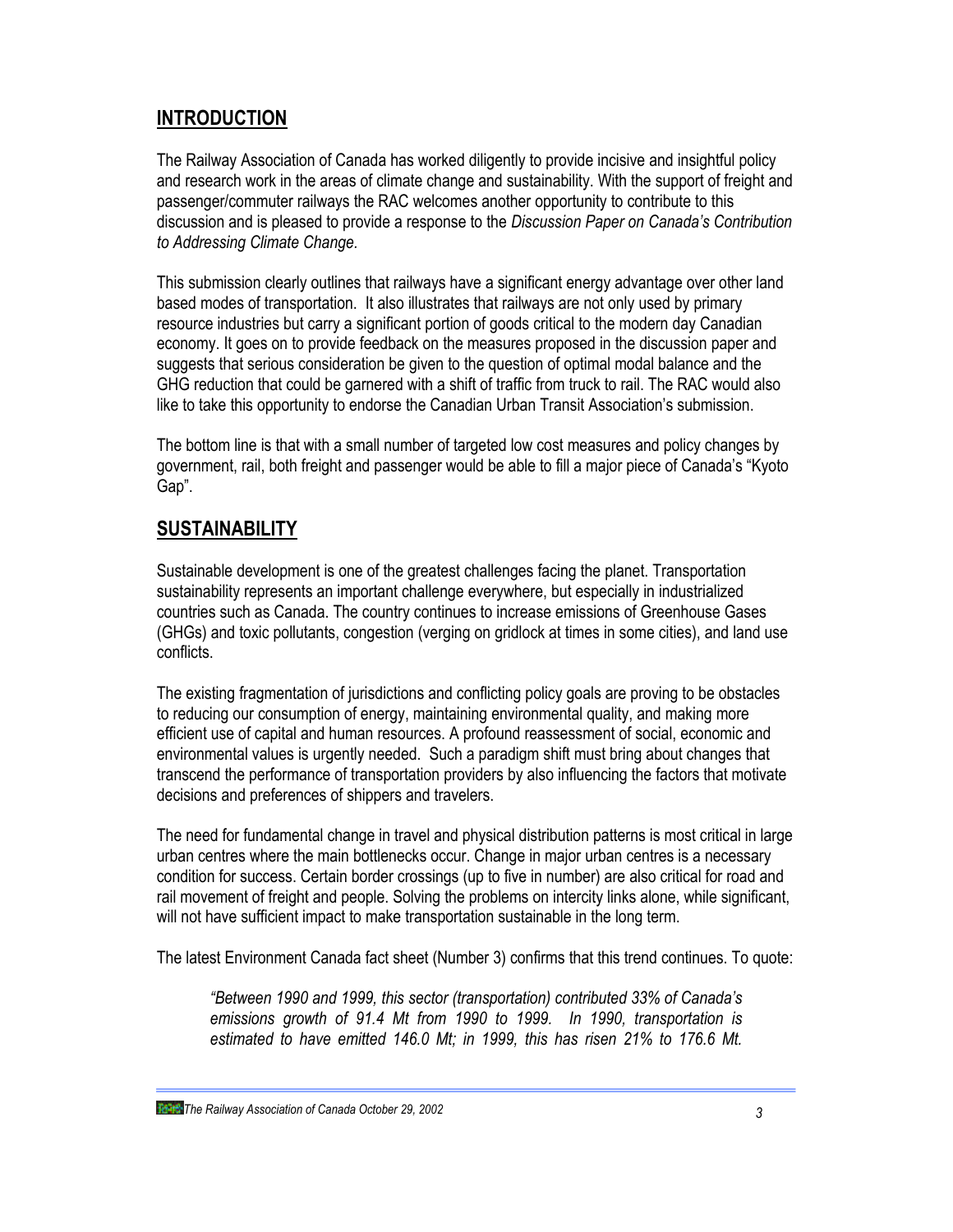## INTRODUCTION

The Railway Association of Canada has worked diligently to provide incisive and insightful policy and research work in the areas of climate change and sustainability. With the support of freight and passenger/commuter railways the RAC welcomes another opportunity to contribute to this discussion and is pleased to provide a response to the *Discussion Paper on Canada's Contribution to Addressing Climate Change.*

This submission clearly outlines that railways have a significant energy advantage over other land based modes of transportation. It also illustrates that railways are not only used by primary resource industries but carry a significant portion of goods critical to the modern day Canadian economy. It goes on to provide feedback on the measures proposed in the discussion paper and suggests that serious consideration be given to the question of optimal modal balance and the GHG reduction that could be garnered with a shift of traffic from truck to rail. The RAC would also like to take this opportunity to endorse the Canadian Urban Transit Association's submission.

The bottom line is that with a small number of targeted low cost measures and policy changes by government, rail, both freight and passenger would be able to fill a major piece of Canada's "Kyoto Gap".

## SUSTAINABILITY

Sustainable development is one of the greatest challenges facing the planet. Transportation sustainability represents an important challenge everywhere, but especially in industrialized countries such as Canada. The country continues to increase emissions of Greenhouse Gases (GHGs) and toxic pollutants, congestion (verging on gridlock at times in some cities), and land use conflicts.

The existing fragmentation of jurisdictions and conflicting policy goals are proving to be obstacles to reducing our consumption of energy, maintaining environmental quality, and making more efficient use of capital and human resources. A profound reassessment of social, economic and environmental values is urgently needed. Such a paradigm shift must bring about changes that transcend the performance of transportation providers by also influencing the factors that motivate decisions and preferences of shippers and travelers.

The need for fundamental change in travel and physical distribution patterns is most critical in large urban centres where the main bottlenecks occur. Change in major urban centres is a necessary condition for success. Certain border crossings (up to five in number) are also critical for road and rail movement of freight and people. Solving the problems on intercity links alone, while significant, will not have sufficient impact to make transportation sustainable in the long term.

The latest Environment Canada fact sheet (Number 3) confirms that this trend continues. To quote:

> *"Between 1990 and 1999, this sector (transportation) contributed 33% of Canada's emissions growth of 91.4 Mt from 1990 to 1999. In 1990, transportation is estimated to have emitted 146.0 Mt; in 1999, this has risen 21% to 176.6 Mt.*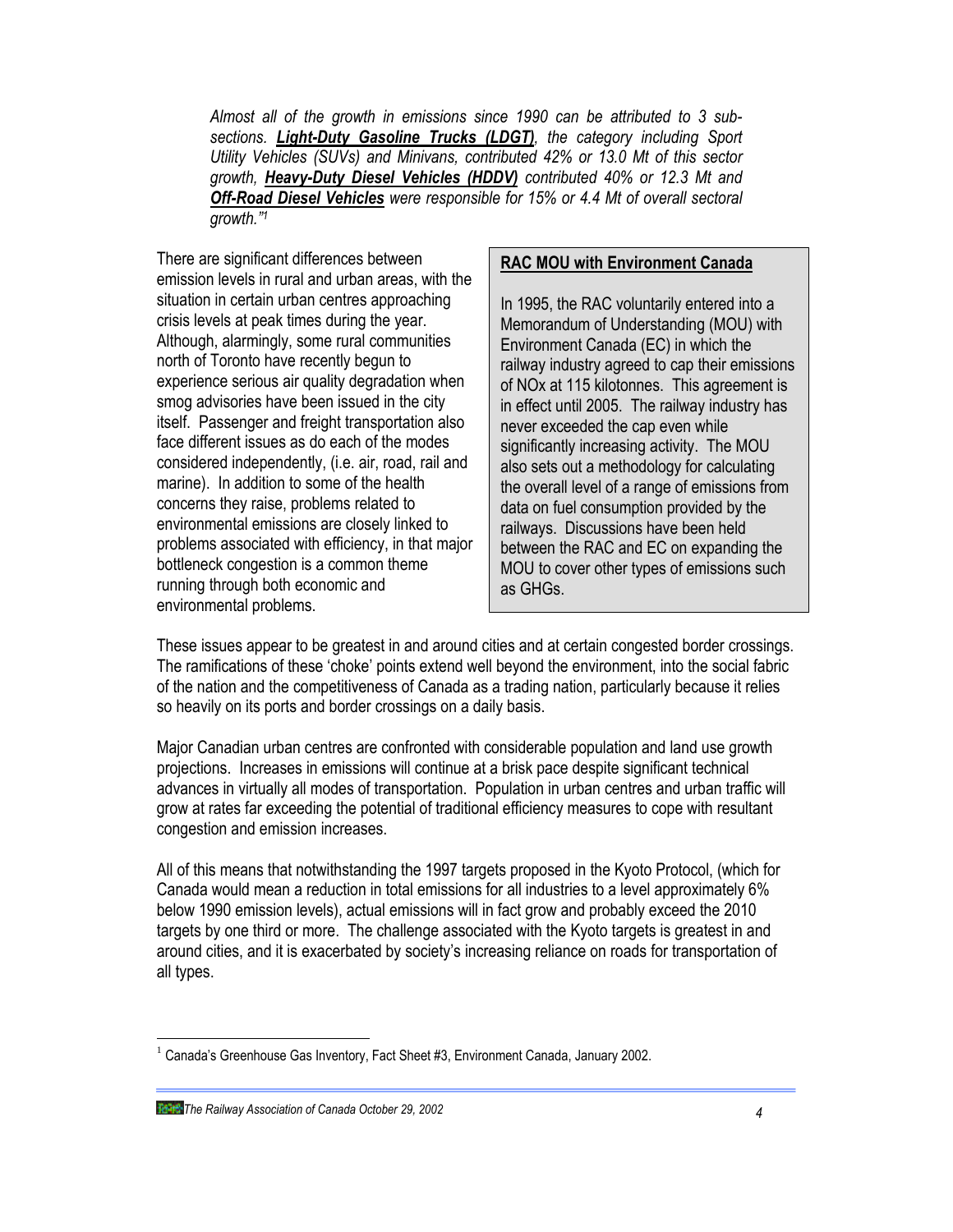*Almost all of the growth in emissions since 1990 can be attributed to 3 sub-sections. **Light-Duty Gasoline Trucks (LDGT)**, the category including Sport Utility Vehicles (SUVs) and Minivans, contributed 42% or 13.0 Mt of this sector growth, **Heavy-Duty Diesel Vehicles (HDDV)** contributed 40% or 12.3 Mt and **Off-Road Diesel Vehicles** were responsible for 15% or 4.4 Mt of overall sectoral growth."[1]*

There are significant differences between emission levels in rural and urban areas, with the situation in certain urban centres approaching crisis levels at peak times during the year. Although, alarmingly, some rural communities north of Toronto have recently begun to experience serious air quality degradation when smog advisories have been issued in the city itself. Passenger and freight transportation also face different issues as do each of the modes considered independently, (i.e. air, road, rail and marine). In addition to some of the health concerns they raise, problems related to environmental emissions are closely linked to problems associated with efficiency, in that major bottleneck congestion is a common theme running through both economic and environmental problems.

> **RAC MOU with Environment Canada**
>
> In 1995, the RAC voluntarily entered into a Memorandum of Understanding (MOU) with Environment Canada (EC) in which the railway industry agreed to cap their emissions of NOx at 115 kilotonnes. This agreement is in effect until 2005. The railway industry has never exceeded the cap even while significantly increasing activity. The MOU also sets out a methodology for calculating the overall level of a range of emissions from data on fuel consumption provided by the railways. Discussions have been held between the RAC and EC on expanding the MOU to cover other types of emissions such as GHGs.

These issues appear to be greatest in and around cities and at certain congested border crossings. The ramifications of these 'choke' points extend well beyond the environment, into the social fabric of the nation and the competitiveness of Canada as a trading nation, particularly because it relies so heavily on its ports and border crossings on a daily basis.

Major Canadian urban centres are confronted with considerable population and land use growth projections. Increases in emissions will continue at a brisk pace despite significant technical advances in virtually all modes of transportation. Population in urban centres and urban traffic will grow at rates far exceeding the potential of traditional efficiency measures to cope with resultant congestion and emission increases.

All of this means that notwithstanding the 1997 targets proposed in the Kyoto Protocol, (which for Canada would mean a reduction in total emissions for all industries to a level approximately 6% below 1990 emission levels), actual emissions will in fact grow and probably exceed the 2010 targets by one third or more. The challenge associated with the Kyoto targets is greatest in and around cities, and it is exacerbated by society's increasing reliance on roads for transportation of all types.

---

[1] Canada's Greenhouse Gas Inventory, Fact Sheet #3, Environment Canada, January 2002.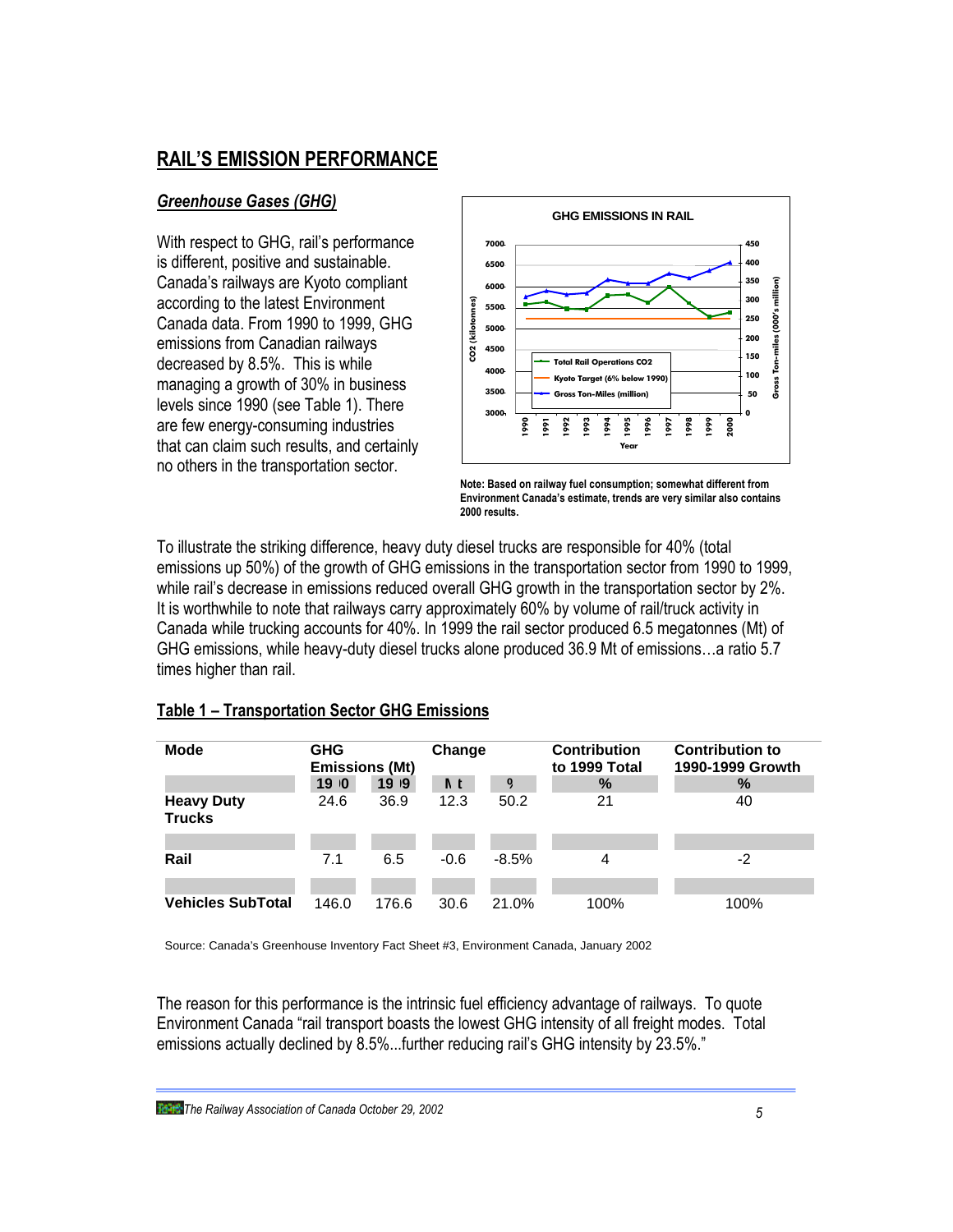## RAIL'S EMISSION PERFORMANCE

### *Greenhouse Gases (GHG)*

With respect to GHG, rail's performance is different, positive and sustainable. Canada's railways are Kyoto compliant according to the latest Environment Canada data. From 1990 to 1999, GHG emissions from Canadian railways decreased by 8.5%. This is while managing a growth of 30% in business levels since 1990 (see Table 1). There are few energy-consuming industries that can claim such results, and certainly no others in the transportation sector.

**GHG EMISSIONS IN RAIL**

**Note: Based on railway fuel consumption; somewhat different from Environment Canada's estimate, trends are very similar also contains 2000 results.**

To illustrate the striking difference, heavy duty diesel trucks are responsible for 40% (total emissions up 50%) of the growth of GHG emissions in the transportation sector from 1990 to 1999, while rail's decrease in emissions reduced overall GHG growth in the transportation sector by 2%. It is worthwhile to note that railways carry approximately 60% by volume of rail/truck activity in Canada while trucking accounts for 40%. In 1999 the rail sector produced 6.5 megatonnes (Mt) of GHG emissions, while heavy-duty diesel trucks alone produced 36.9 Mt of emissions…a ratio 5.7 times higher than rail.

### Table 1 – Transportation Sector GHG Emissions

| Mode | GHG Emissions (Mt) | | Change | | Contribution to 1999 Total | Contribution to 1990-1999 Growth |
|---|---|---|---|---|---|---|
| | 1990 | 1999 | Mt | % | % | % |
| **Heavy Duty Trucks** | 24.6 | 36.9 | 12.3 | 50.2 | 21 | 40 |
| **Rail** | 7.1 | 6.5 | -0.6 | -8.5% | 4 | -2 |
| **Vehicles SubTotal** | 146.0 | 176.6 | 30.6 | 21.0% | 100% | 100% |

Source: Canada's Greenhouse Inventory Fact Sheet #3, Environment Canada, January 2002

The reason for this performance is the intrinsic fuel efficiency advantage of railways. To quote Environment Canada "rail transport boasts the lowest GHG intensity of all freight modes. Total emissions actually declined by 8.5%...further reducing rail's GHG intensity by 23.5%."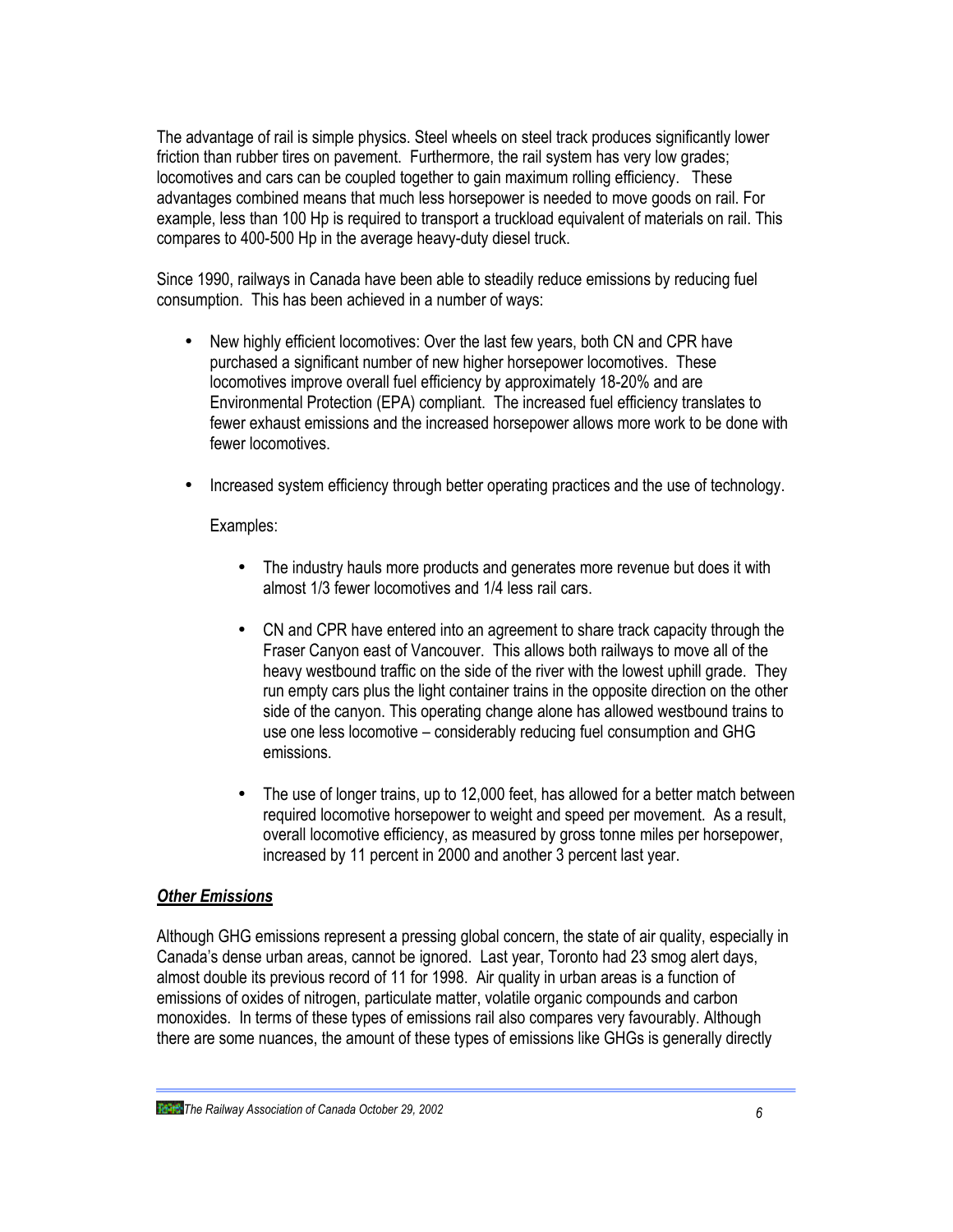The advantage of rail is simple physics. Steel wheels on steel track produces significantly lower friction than rubber tires on pavement. Furthermore, the rail system has very low grades; locomotives and cars can be coupled together to gain maximum rolling efficiency. These advantages combined means that much less horsepower is needed to move goods on rail. For example, less than 100 Hp is required to transport a truckload equivalent of materials on rail. This compares to 400-500 Hp in the average heavy-duty diesel truck.

Since 1990, railways in Canada have been able to steadily reduce emissions by reducing fuel consumption. This has been achieved in a number of ways:

- New highly efficient locomotives: Over the last few years, both CN and CPR have purchased a significant number of new higher horsepower locomotives. These locomotives improve overall fuel efficiency by approximately 18-20% and are Environmental Protection (EPA) compliant. The increased fuel efficiency translates to fewer exhaust emissions and the increased horsepower allows more work to be done with fewer locomotives.

- Increased system efficiency through better operating practices and the use of technology.

  Examples:

  - The industry hauls more products and generates more revenue but does it with almost 1/3 fewer locomotives and 1/4 less rail cars.

  - CN and CPR have entered into an agreement to share track capacity through the Fraser Canyon east of Vancouver. This allows both railways to move all of the heavy westbound traffic on the side of the river with the lowest uphill grade. They run empty cars plus the light container trains in the opposite direction on the other side of the canyon. This operating change alone has allowed westbound trains to use one less locomotive – considerably reducing fuel consumption and GHG emissions.

  - The use of longer trains, up to 12,000 feet, has allowed for a better match between required locomotive horsepower to weight and speed per movement. As a result, overall locomotive efficiency, as measured by gross tonne miles per horsepower, increased by 11 percent in 2000 and another 3 percent last year.

***<u>Other Emissions</u>***

Although GHG emissions represent a pressing global concern, the state of air quality, especially in Canada's dense urban areas, cannot be ignored. Last year, Toronto had 23 smog alert days, almost double its previous record of 11 for 1998. Air quality in urban areas is a function of emissions of oxides of nitrogen, particulate matter, volatile organic compounds and carbon monoxides. In terms of these types of emissions rail also compares very favourably. Although there are some nuances, the amount of these types of emissions like GHGs is generally directly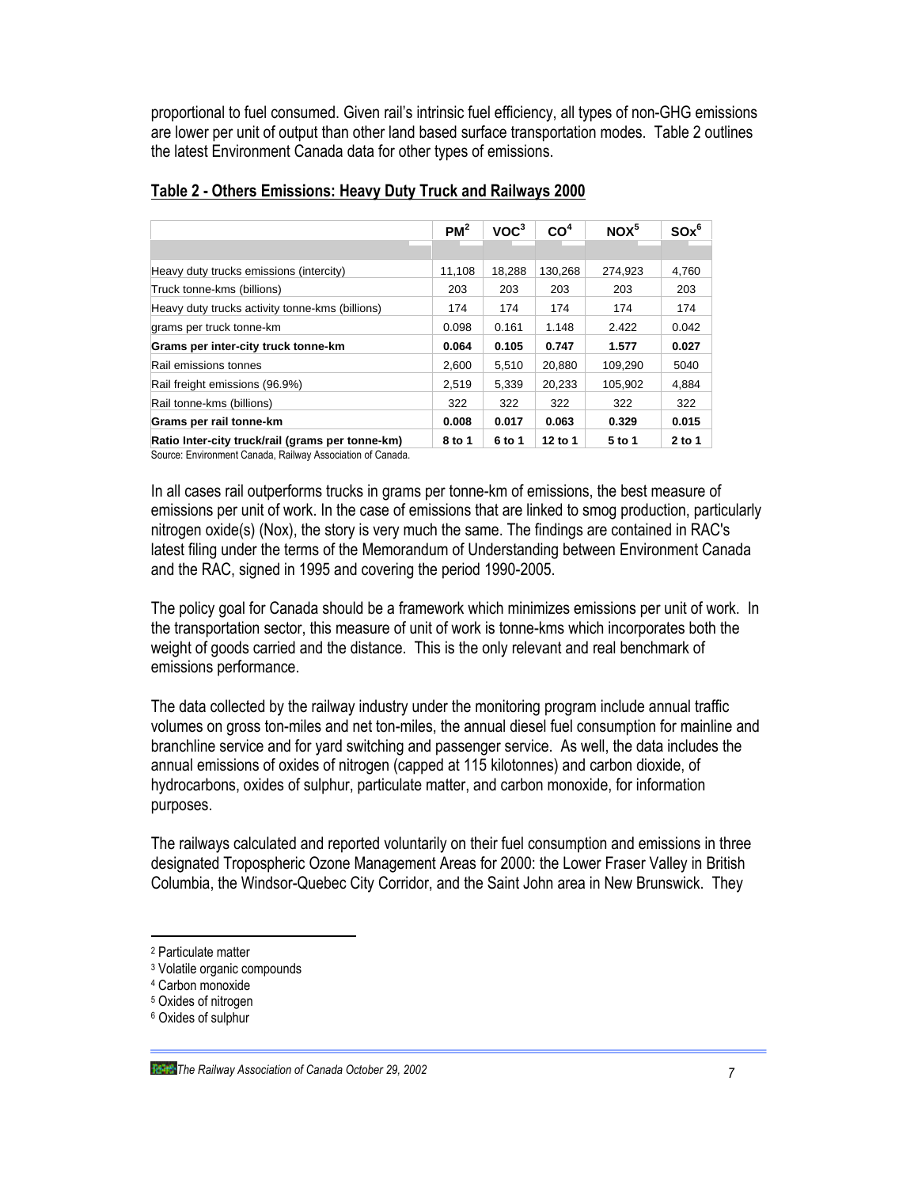proportional to fuel consumed. Given rail's intrinsic fuel efficiency, all types of non-GHG emissions are lower per unit of output than other land based surface transportation modes. Table 2 outlines the latest Environment Canada data for other types of emissions.

**Table 2 - Others Emissions: Heavy Duty Truck and Railways 2000**

| | PM[2] | VOC[3] | CO[4] | NOX[5] | SOx[6] |
|---|---|---|---|---|---|
| Heavy duty trucks emissions (intercity) | 11,108 | 18,288 | 130,268 | 274,923 | 4,760 |
| Truck tonne-kms (billions) | 203 | 203 | 203 | 203 | 203 |
| Heavy duty trucks activity tonne-kms (billions) | 174 | 174 | 174 | 174 | 174 |
| grams per truck tonne-km | 0.098 | 0.161 | 1.148 | 2.422 | 0.042 |
| **Grams per inter-city truck tonne-km** | **0.064** | **0.105** | **0.747** | **1.577** | **0.027** |
| Rail emissions tonnes | 2,600 | 5,510 | 20,880 | 109,290 | 5040 |
| Rail freight emissions (96.9%) | 2,519 | 5,339 | 20,233 | 105,902 | 4,884 |
| Rail tonne-kms (billions) | 322 | 322 | 322 | 322 | 322 |
| **Grams per rail tonne-km** | **0.008** | **0.017** | **0.063** | **0.329** | **0.015** |
| **Ratio Inter-city truck/rail (grams per tonne-km)** | **8 to 1** | **6 to 1** | **12 to 1** | **5 to 1** | **2 to 1** |

Source: Environment Canada, Railway Association of Canada.

In all cases rail outperforms trucks in grams per tonne-km of emissions, the best measure of emissions per unit of work. In the case of emissions that are linked to smog production, particularly nitrogen oxide(s) (Nox), the story is very much the same. The findings are contained in RAC's latest filing under the terms of the Memorandum of Understanding between Environment Canada and the RAC, signed in 1995 and covering the period 1990-2005.

The policy goal for Canada should be a framework which minimizes emissions per unit of work. In the transportation sector, this measure of unit of work is tonne-kms which incorporates both the weight of goods carried and the distance. This is the only relevant and real benchmark of emissions performance.

The data collected by the railway industry under the monitoring program include annual traffic volumes on gross ton-miles and net ton-miles, the annual diesel fuel consumption for mainline and branchline service and for yard switching and passenger service. As well, the data includes the annual emissions of oxides of nitrogen (capped at 115 kilotonnes) and carbon dioxide, of hydrocarbons, oxides of sulphur, particulate matter, and carbon monoxide, for information purposes.

The railways calculated and reported voluntarily on their fuel consumption and emissions in three designated Tropospheric Ozone Management Areas for 2000: the Lower Fraser Valley in British Columbia, the Windsor-Quebec City Corridor, and the Saint John area in New Brunswick. They

---

[2] Particulate matter

[3] Volatile organic compounds

[4] Carbon monoxide

[5] Oxides of nitrogen

[6] Oxides of sulphur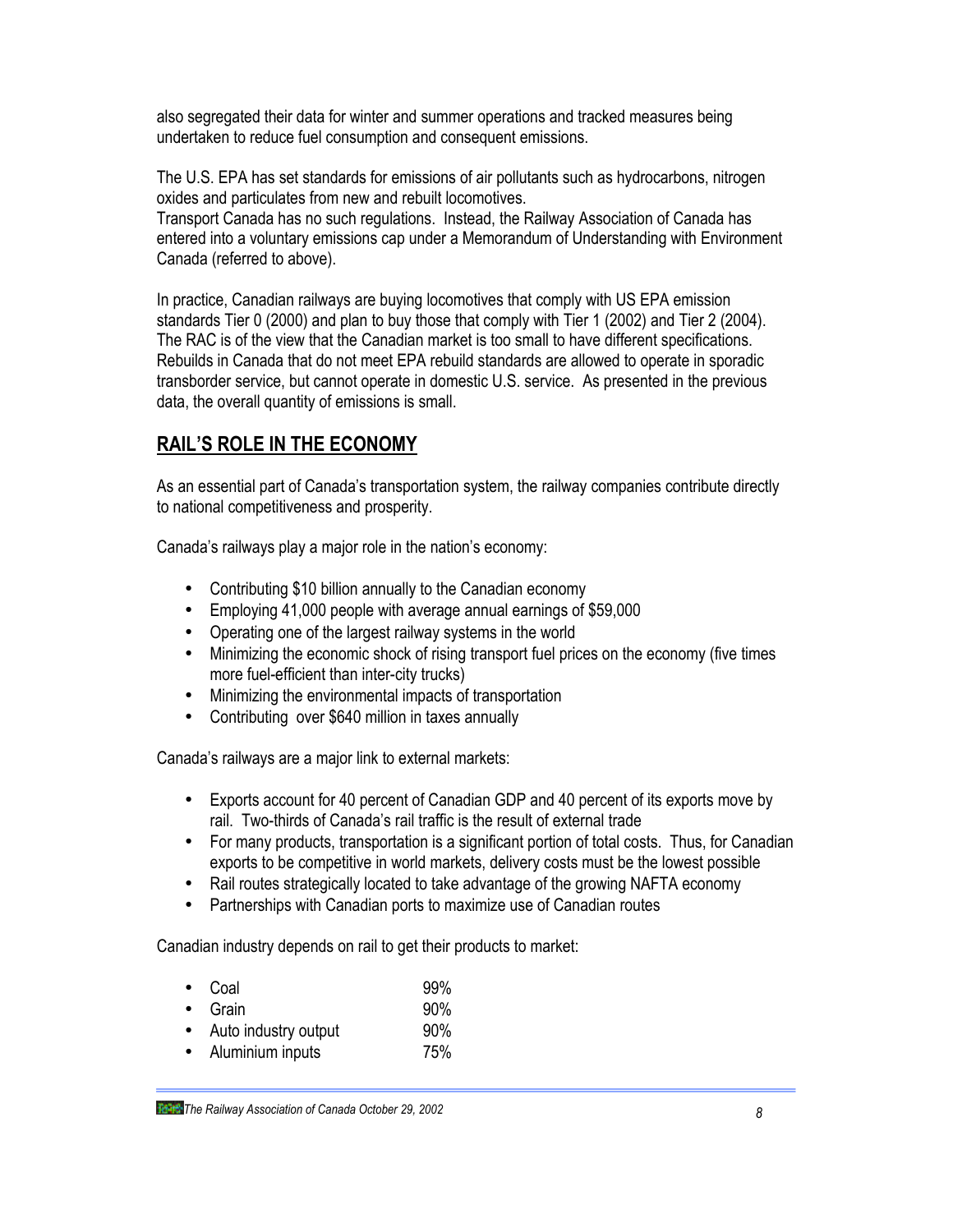also segregated their data for winter and summer operations and tracked measures being undertaken to reduce fuel consumption and consequent emissions.

The U.S. EPA has set standards for emissions of air pollutants such as hydrocarbons, nitrogen oxides and particulates from new and rebuilt locomotives.
Transport Canada has no such regulations. Instead, the Railway Association of Canada has entered into a voluntary emissions cap under a Memorandum of Understanding with Environment Canada (referred to above).

In practice, Canadian railways are buying locomotives that comply with US EPA emission standards Tier 0 (2000) and plan to buy those that comply with Tier 1 (2002) and Tier 2 (2004). The RAC is of the view that the Canadian market is too small to have different specifications. Rebuilds in Canada that do not meet EPA rebuild standards are allowed to operate in sporadic transborder service, but cannot operate in domestic U.S. service. As presented in the previous data, the overall quantity of emissions is small.

## RAIL'S ROLE IN THE ECONOMY

As an essential part of Canada's transportation system, the railway companies contribute directly to national competitiveness and prosperity.

Canada's railways play a major role in the nation's economy:

- Contributing $10 billion annually to the Canadian economy
- Employing 41,000 people with average annual earnings of $59,000
- Operating one of the largest railway systems in the world
- Minimizing the economic shock of rising transport fuel prices on the economy (five times more fuel-efficient than inter-city trucks)
- Minimizing the environmental impacts of transportation
- Contributing over $640 million in taxes annually

Canada's railways are a major link to external markets:

- Exports account for 40 percent of Canadian GDP and 40 percent of its exports move by rail. Two-thirds of Canada's rail traffic is the result of external trade
- For many products, transportation is a significant portion of total costs. Thus, for Canadian exports to be competitive in world markets, delivery costs must be the lowest possible
- Rail routes strategically located to take advantage of the growing NAFTA economy
- Partnerships with Canadian ports to maximize use of Canadian routes

Canadian industry depends on rail to get their products to market:

- Coal 99%
- Grain 90%
- Auto industry output 90%
- Aluminium inputs 75%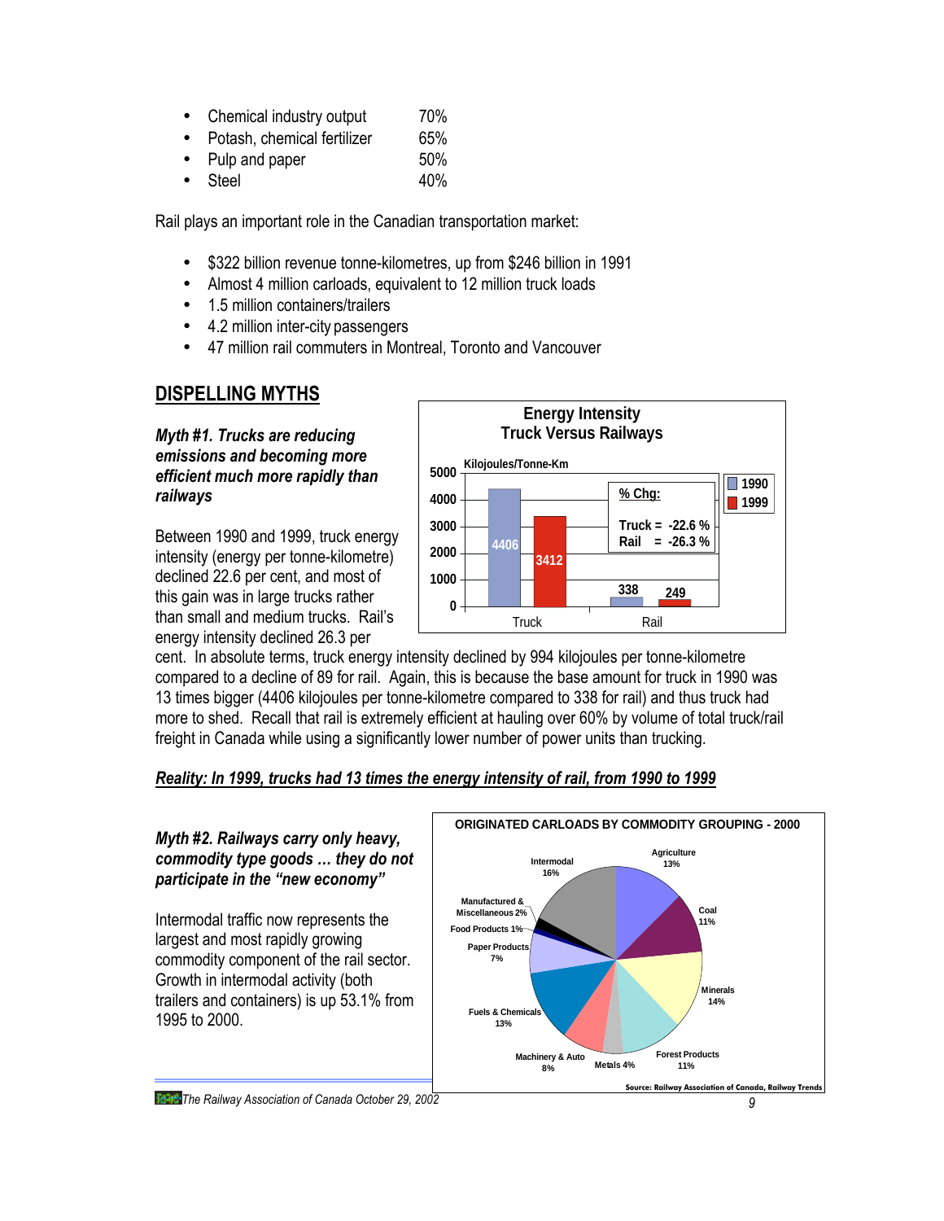- Chemical industry output 70%
- Potash, chemical fertilizer 65%
- Pulp and paper 50%
- Steel 40%

Rail plays an important role in the Canadian transportation market:

- $322 billion revenue tonne-kilometres, up from $246 billion in 1991
- Almost 4 million carloads, equivalent to 12 million truck loads
- 1.5 million containers/trailers
- 4.2 million inter-city passengers
- 47 million rail commuters in Montreal, Toronto and Vancouver

## DISPELLING MYTHS

***Myth #1. Trucks are reducing emissions and becoming more efficient much more rapidly than railways***

**Energy Intensity Truck Versus Railways**

Kilojoules/Tonne-Km

| | 1990 | 1999 |
|---|---|---|
| Truck | 4406 | 3412 |
| Rail | 338 | 249 |

% Chg:

Truck = -22.6 %
Rail = -26.3 %

Between 1990 and 1999, truck energy intensity (energy per tonne-kilometre) declined 22.6 per cent, and most of this gain was in large trucks rather than small and medium trucks. Rail's energy intensity declined 26.3 per cent. In absolute terms, truck energy intensity declined by 994 kilojoules per tonne-kilometre compared to a decline of 89 for rail. Again, this is because the base amount for truck in 1990 was 13 times bigger (4406 kilojoules per tonne-kilometre compared to 338 for rail) and thus truck had more to shed. Recall that rail is extremely efficient at hauling over 60% by volume of total truck/rail freight in Canada while using a significantly lower number of power units than trucking.

***Reality: In 1999, trucks had 13 times the energy intensity of rail, from 1990 to 1999***

***Myth #2. Railways carry only heavy, commodity type goods … they do not participate in the "new economy"***

Intermodal traffic now represents the largest and most rapidly growing commodity component of the rail sector. Growth in intermodal activity (both trailers and containers) is up 53.1% from 1995 to 2000.

**ORIGINATED CARLOADS BY COMMODITY GROUPING - 2000**

| Commodity | Share |
|---|---|
| Agriculture | 13% |
| Coal | 11% |
| Minerals | 14% |
| Forest Products | 11% |
| Metals | 4% |
| Machinery & Auto | 8% |
| Fuels & Chemicals | 13% |
| Paper Products | 7% |
| Food Products | 1% |
| Manufactured & Miscellaneous | 2% |
| Intermodal | 16% |

Source: Railway Association of Canada, Railway Trends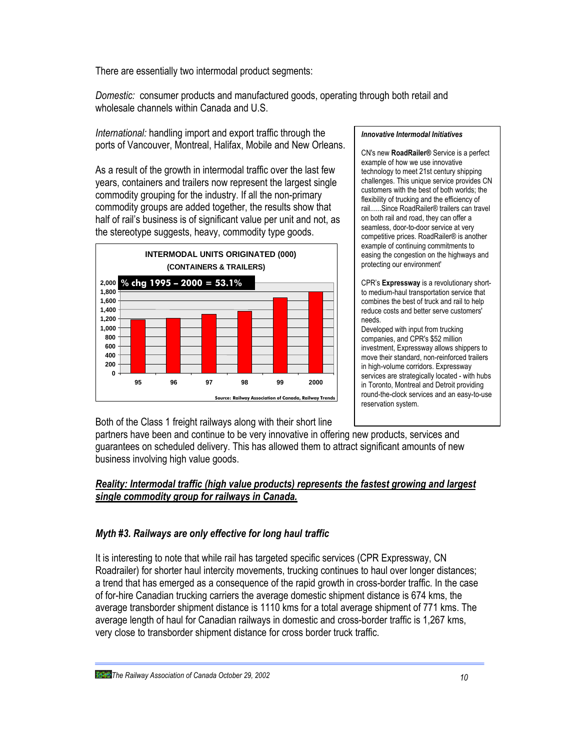There are essentially two intermodal product segments:

*Domestic:* consumer products and manufactured goods, operating through both retail and wholesale channels within Canada and U.S.

*International:* handling import and export traffic through the ports of Vancouver, Montreal, Halifax, Mobile and New Orleans.

As a result of the growth in intermodal traffic over the last few years, containers and trailers now represent the largest single commodity grouping for the industry. If all the non-primary commodity groups are added together, the results show that half of rail's business is of significant value per unit and not, as the stereotype suggests, heavy, commodity type goods.

**INTERMODAL UNITS ORIGINATED (000)**
**(CONTAINERS & TRAILERS)**

**% chg 1995 – 2000 = 53.1%**

Source: Railway Association of Canada, Railway Trends

> ***Innovative Intermodal Initiatives***
>
> CN's new **RoadRailer®** Service is a perfect example of how we use innovative technology to meet 21st century shipping challenges. This unique service provides CN customers with the best of both worlds; the flexibility of trucking and the efficiency of rail......Since RoadRailer® trailers can travel on both rail and road, they can offer a seamless, door-to-door service at very competitive prices. RoadRailer® is another example of continuing commitments to easing the congestion on the highways and protecting our environment'
>
> CPR's **Expressway** is a revolutionary short-to medium-haul transportation service that combines the best of truck and rail to help reduce costs and better serve customers' needs.
> Developed with input from trucking companies, and CPR's $52 million investment, Expressway allows shippers to move their standard, non-reinforced trailers in high-volume corridors. Expressway services are strategically located - with hubs in Toronto, Montreal and Detroit providing round-the-clock services and an easy-to-use reservation system.

Both of the Class 1 freight railways along with their short line partners have been and continue to be very innovative in offering new products, services and guarantees on scheduled delivery. This has allowed them to attract significant amounts of new business involving high value goods.

***Reality: Intermodal traffic (high value products) represents the fastest growing and largest single commodity group for railways in Canada.***

### *Myth #3. Railways are only effective for long haul traffic*

It is interesting to note that while rail has targeted specific services (CPR Expressway, CN Roadrailer) for shorter haul intercity movements, trucking continues to haul over longer distances; a trend that has emerged as a consequence of the rapid growth in cross-border traffic. In the case of for-hire Canadian trucking carriers the average domestic shipment distance is 674 kms, the average transborder shipment distance is 1110 kms for a total average shipment of 771 kms. The average length of haul for Canadian railways in domestic and cross-border traffic is 1,267 kms, very close to transborder shipment distance for cross border truck traffic.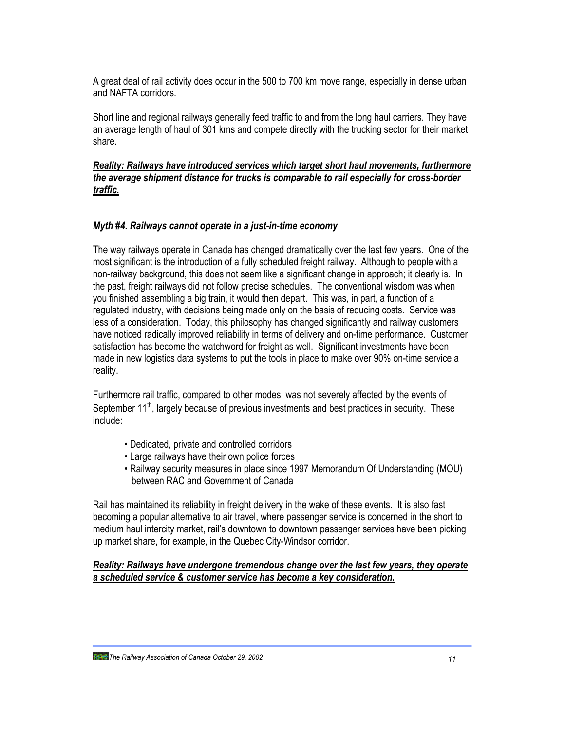A great deal of rail activity does occur in the 500 to 700 km move range, especially in dense urban and NAFTA corridors.

Short line and regional railways generally feed traffic to and from the long haul carriers. They have an average length of haul of 301 kms and compete directly with the trucking sector for their market share.

***Reality: Railways have introduced services which target short haul movements, furthermore the average shipment distance for trucks is comparable to rail especially for cross-border traffic.***

### *Myth #4. Railways cannot operate in a just-in-time economy*

The way railways operate in Canada has changed dramatically over the last few years. One of the most significant is the introduction of a fully scheduled freight railway. Although to people with a non-railway background, this does not seem like a significant change in approach; it clearly is. In the past, freight railways did not follow precise schedules. The conventional wisdom was when you finished assembling a big train, it would then depart. This was, in part, a function of a regulated industry, with decisions being made only on the basis of reducing costs. Service was less of a consideration. Today, this philosophy has changed significantly and railway customers have noticed radically improved reliability in terms of delivery and on-time performance. Customer satisfaction has become the watchword for freight as well. Significant investments have been made in new logistics data systems to put the tools in place to make over 90% on-time service a reality.

Furthermore rail traffic, compared to other modes, was not severely affected by the events of September 11th, largely because of previous investments and best practices in security. These include:

- Dedicated, private and controlled corridors
- Large railways have their own police forces
- Railway security measures in place since 1997 Memorandum Of Understanding (MOU) between RAC and Government of Canada

Rail has maintained its reliability in freight delivery in the wake of these events. It is also fast becoming a popular alternative to air travel, where passenger service is concerned in the short to medium haul intercity market, rail's downtown to downtown passenger services have been picking up market share, for example, in the Quebec City-Windsor corridor.

***Reality: Railways have undergone tremendous change over the last few years, they operate a scheduled service & customer service has become a key consideration.***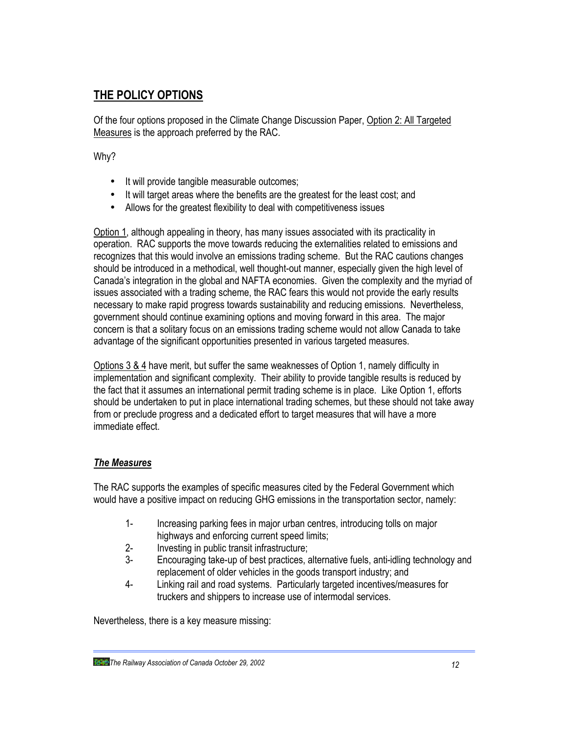## THE POLICY OPTIONS

Of the four options proposed in the Climate Change Discussion Paper, Option 2: All Targeted Measures is the approach preferred by the RAC.

Why?

- It will provide tangible measurable outcomes;
- It will target areas where the benefits are the greatest for the least cost; and
- Allows for the greatest flexibility to deal with competitiveness issues

Option 1, although appealing in theory, has many issues associated with its practicality in operation. RAC supports the move towards reducing the externalities related to emissions and recognizes that this would involve an emissions trading scheme. But the RAC cautions changes should be introduced in a methodical, well thought-out manner, especially given the high level of Canada's integration in the global and NAFTA economies. Given the complexity and the myriad of issues associated with a trading scheme, the RAC fears this would not provide the early results necessary to make rapid progress towards sustainability and reducing emissions. Nevertheless, government should continue examining options and moving forward in this area. The major concern is that a solitary focus on an emissions trading scheme would not allow Canada to take advantage of the significant opportunities presented in various targeted measures.

Options 3 & 4 have merit, but suffer the same weaknesses of Option 1, namely difficulty in implementation and significant complexity. Their ability to provide tangible results is reduced by the fact that it assumes an international permit trading scheme is in place. Like Option 1, efforts should be undertaken to put in place international trading schemes, but these should not take away from or preclude progress and a dedicated effort to target measures that will have a more immediate effect.

### ***The Measures***

The RAC supports the examples of specific measures cited by the Federal Government which would have a positive impact on reducing GHG emissions in the transportation sector, namely:

1- Increasing parking fees in major urban centres, introducing tolls on major highways and enforcing current speed limits;
2- Investing in public transit infrastructure;
3- Encouraging take-up of best practices, alternative fuels, anti-idling technology and replacement of older vehicles in the goods transport industry; and
4- Linking rail and road systems. Particularly targeted incentives/measures for truckers and shippers to increase use of intermodal services.

Nevertheless, there is a key measure missing: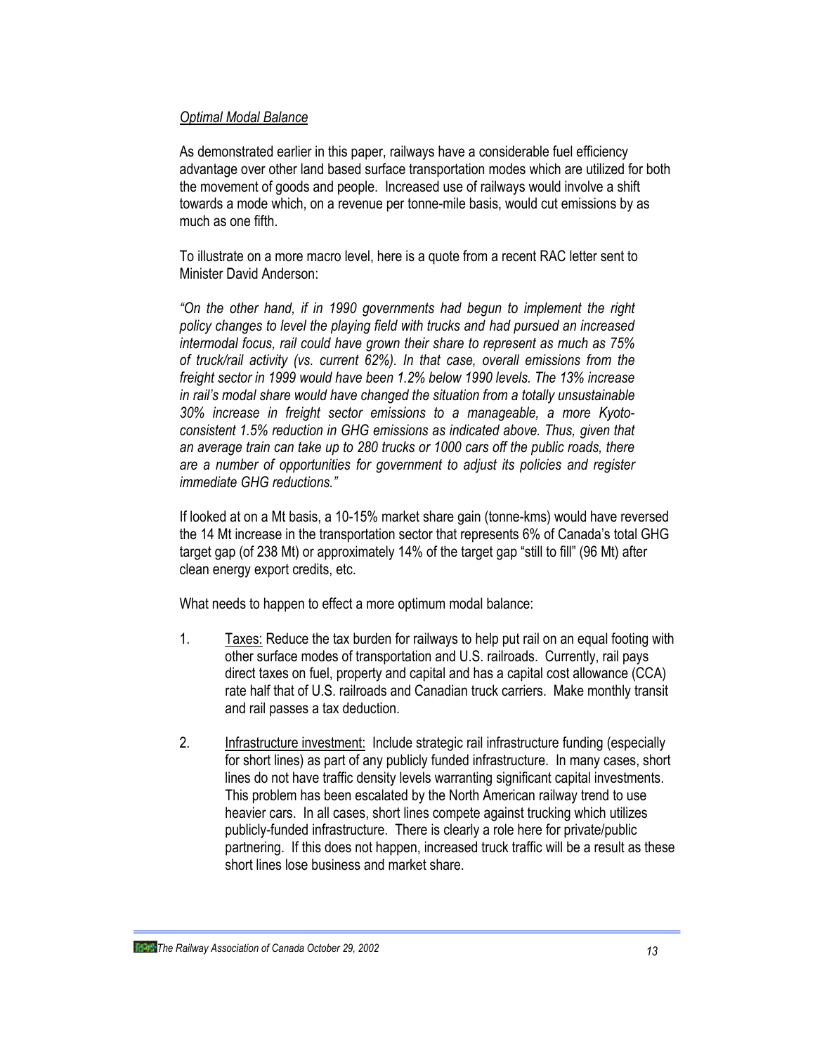*<u>Optimal Modal Balance</u>*

As demonstrated earlier in this paper, railways have a considerable fuel efficiency advantage over other land based surface transportation modes which are utilized for both the movement of goods and people. Increased use of railways would involve a shift towards a mode which, on a revenue per tonne-mile basis, would cut emissions by as much as one fifth.

To illustrate on a more macro level, here is a quote from a recent RAC letter sent to Minister David Anderson:

*"On the other hand, if in 1990 governments had begun to implement the right policy changes to level the playing field with trucks and had pursued an increased intermodal focus, rail could have grown their share to represent as much as 75% of truck/rail activity (vs. current 62%). In that case, overall emissions from the freight sector in 1999 would have been 1.2% below 1990 levels. The 13% increase in rail's modal share would have changed the situation from a totally unsustainable 30% increase in freight sector emissions to a manageable, a more Kyoto-consistent 1.5% reduction in GHG emissions as indicated above. Thus, given that an average train can take up to 280 trucks or 1000 cars off the public roads, there are a number of opportunities for government to adjust its policies and register immediate GHG reductions."*

If looked at on a Mt basis, a 10-15% market share gain (tonne-kms) would have reversed the 14 Mt increase in the transportation sector that represents 6% of Canada's total GHG target gap (of 238 Mt) or approximately 14% of the target gap "still to fill" (96 Mt) after clean energy export credits, etc.

What needs to happen to effect a more optimum modal balance:

1. <u>Taxes:</u> Reduce the tax burden for railways to help put rail on an equal footing with other surface modes of transportation and U.S. railroads. Currently, rail pays direct taxes on fuel, property and capital and has a capital cost allowance (CCA) rate half that of U.S. railroads and Canadian truck carriers. Make monthly transit and rail passes a tax deduction.

2. <u>Infrastructure investment:</u> Include strategic rail infrastructure funding (especially for short lines) as part of any publicly funded infrastructure. In many cases, short lines do not have traffic density levels warranting significant capital investments. This problem has been escalated by the North American railway trend to use heavier cars. In all cases, short lines compete against trucking which utilizes publicly-funded infrastructure. There is clearly a role here for private/public partnering. If this does not happen, increased truck traffic will be a result as these short lines lose business and market share.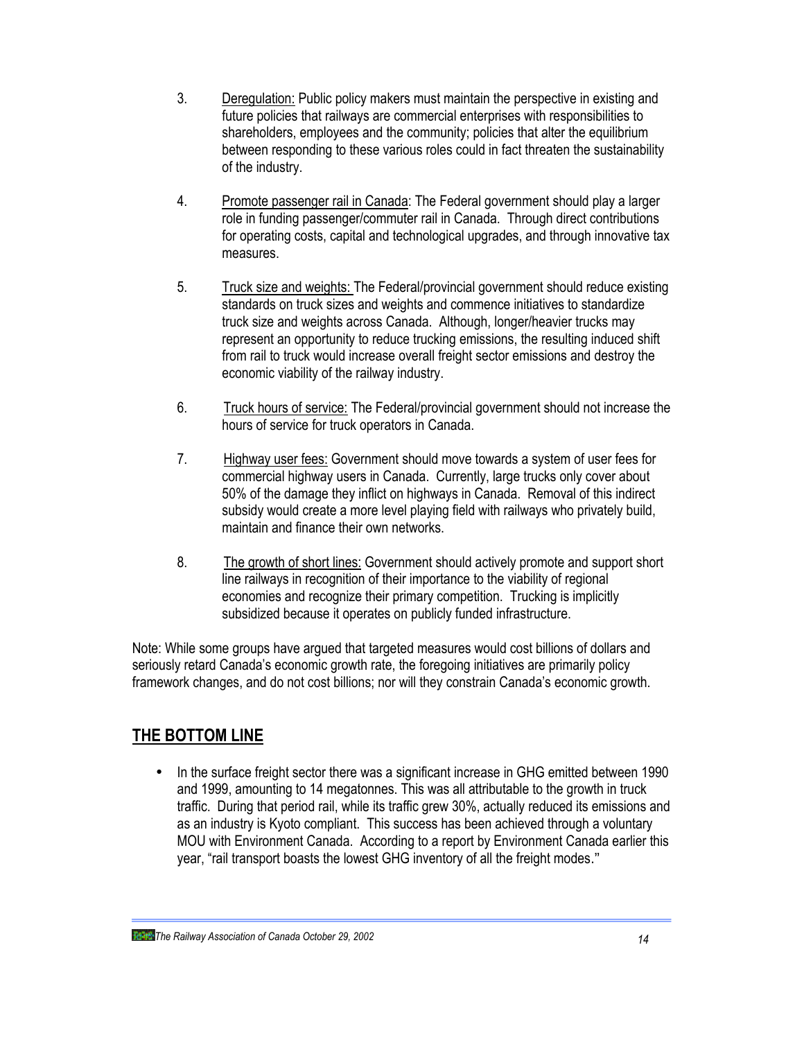3. <u>Deregulation:</u> Public policy makers must maintain the perspective in existing and future policies that railways are commercial enterprises with responsibilities to shareholders, employees and the community; policies that alter the equilibrium between responding to these various roles could in fact threaten the sustainability of the industry.

4. <u>Promote passenger rail in Canada</u>: The Federal government should play a larger role in funding passenger/commuter rail in Canada. Through direct contributions for operating costs, capital and technological upgrades, and through innovative tax measures.

5. <u>Truck size and weights:</u> The Federal/provincial government should reduce existing standards on truck sizes and weights and commence initiatives to standardize truck size and weights across Canada. Although, longer/heavier trucks may represent an opportunity to reduce trucking emissions, the resulting induced shift from rail to truck would increase overall freight sector emissions and destroy the economic viability of the railway industry.

6. <u>Truck hours of service:</u> The Federal/provincial government should not increase the hours of service for truck operators in Canada.

7. <u>Highway user fees:</u> Government should move towards a system of user fees for commercial highway users in Canada. Currently, large trucks only cover about 50% of the damage they inflict on highways in Canada. Removal of this indirect subsidy would create a more level playing field with railways who privately build, maintain and finance their own networks.

8. <u>The growth of short lines:</u> Government should actively promote and support short line railways in recognition of their importance to the viability of regional economies and recognize their primary competition. Trucking is implicitly subsidized because it operates on publicly funded infrastructure.

Note: While some groups have argued that targeted measures would cost billions of dollars and seriously retard Canada's economic growth rate, the foregoing initiatives are primarily policy framework changes, and do not cost billions; nor will they constrain Canada's economic growth.

## THE BOTTOM LINE

- In the surface freight sector there was a significant increase in GHG emitted between 1990 and 1999, amounting to 14 megatonnes. This was all attributable to the growth in truck traffic. During that period rail, while its traffic grew 30%, actually reduced its emissions and as an industry is Kyoto compliant. This success has been achieved through a voluntary MOU with Environment Canada. According to a report by Environment Canada earlier this year, "rail transport boasts the lowest GHG inventory of all the freight modes."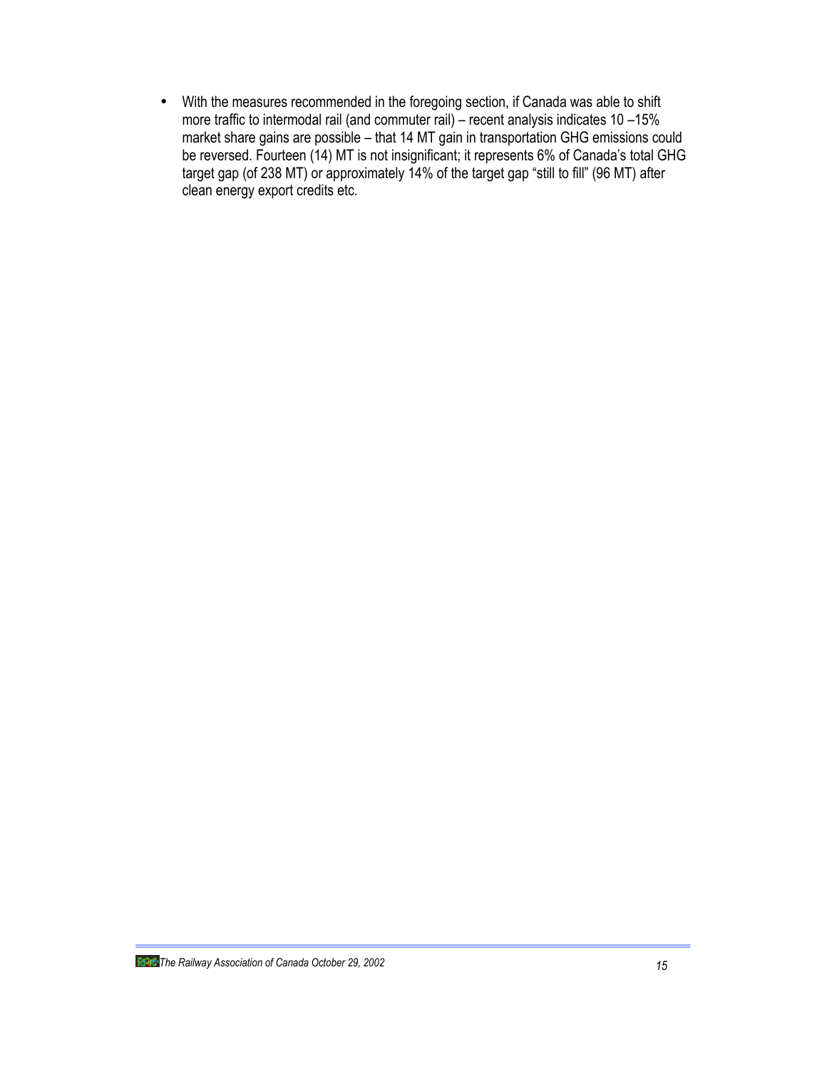- With the measures recommended in the foregoing section, if Canada was able to shift more traffic to intermodal rail (and commuter rail) – recent analysis indicates 10 –15% market share gains are possible – that 14 MT gain in transportation GHG emissions could be reversed. Fourteen (14) MT is not insignificant; it represents 6% of Canada's total GHG target gap (of 238 MT) or approximately 14% of the target gap "still to fill" (96 MT) after clean energy export credits etc.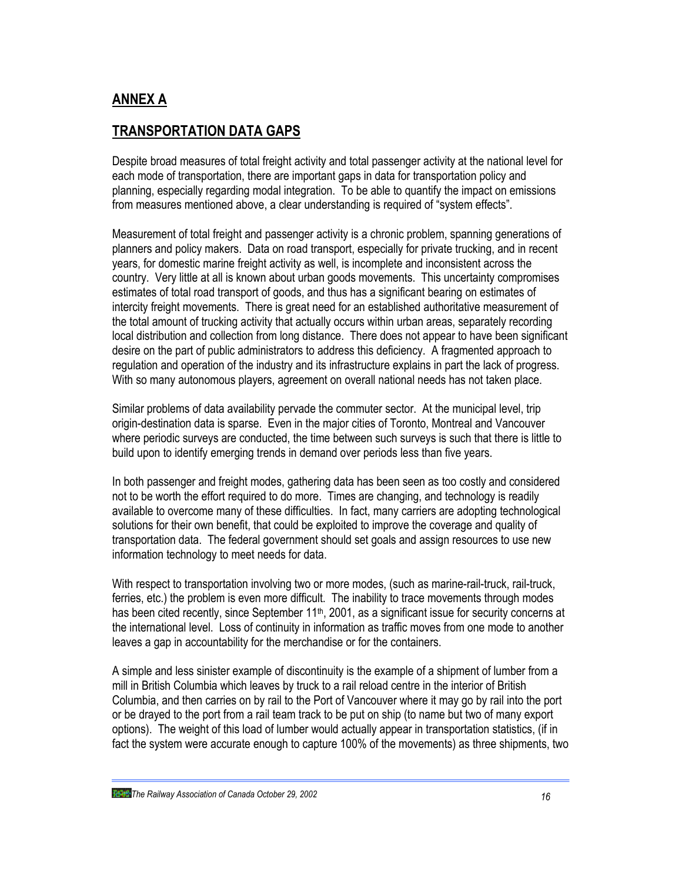## ANNEX A

## TRANSPORTATION DATA GAPS

Despite broad measures of total freight activity and total passenger activity at the national level for each mode of transportation, there are important gaps in data for transportation policy and planning, especially regarding modal integration. To be able to quantify the impact on emissions from measures mentioned above, a clear understanding is required of "system effects".

Measurement of total freight and passenger activity is a chronic problem, spanning generations of planners and policy makers. Data on road transport, especially for private trucking, and in recent years, for domestic marine freight activity as well, is incomplete and inconsistent across the country. Very little at all is known about urban goods movements. This uncertainty compromises estimates of total road transport of goods, and thus has a significant bearing on estimates of intercity freight movements. There is great need for an established authoritative measurement of the total amount of trucking activity that actually occurs within urban areas, separately recording local distribution and collection from long distance. There does not appear to have been significant desire on the part of public administrators to address this deficiency. A fragmented approach to regulation and operation of the industry and its infrastructure explains in part the lack of progress. With so many autonomous players, agreement on overall national needs has not taken place.

Similar problems of data availability pervade the commuter sector. At the municipal level, trip origin-destination data is sparse. Even in the major cities of Toronto, Montreal and Vancouver where periodic surveys are conducted, the time between such surveys is such that there is little to build upon to identify emerging trends in demand over periods less than five years.

In both passenger and freight modes, gathering data has been seen as too costly and considered not to be worth the effort required to do more. Times are changing, and technology is readily available to overcome many of these difficulties. In fact, many carriers are adopting technological solutions for their own benefit, that could be exploited to improve the coverage and quality of transportation data. The federal government should set goals and assign resources to use new information technology to meet needs for data.

With respect to transportation involving two or more modes, (such as marine-rail-truck, rail-truck, ferries, etc.) the problem is even more difficult. The inability to trace movements through modes has been cited recently, since September 11th, 2001, as a significant issue for security concerns at the international level. Loss of continuity in information as traffic moves from one mode to another leaves a gap in accountability for the merchandise or for the containers.

A simple and less sinister example of discontinuity is the example of a shipment of lumber from a mill in British Columbia which leaves by truck to a rail reload centre in the interior of British Columbia, and then carries on by rail to the Port of Vancouver where it may go by rail into the port or be drayed to the port from a rail team track to be put on ship (to name but two of many export options). The weight of this load of lumber would actually appear in transportation statistics, (if in fact the system were accurate enough to capture 100% of the movements) as three shipments, two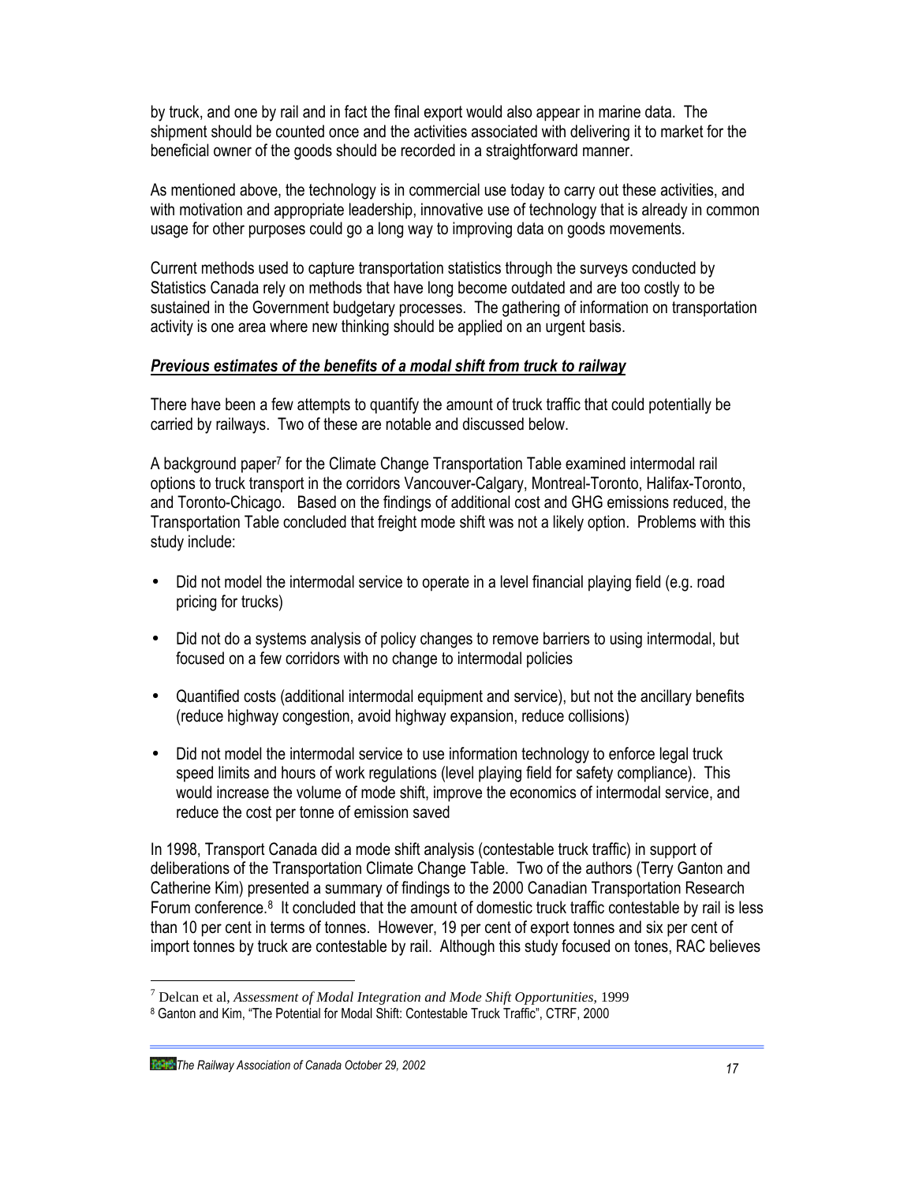by truck, and one by rail and in fact the final export would also appear in marine data. The shipment should be counted once and the activities associated with delivering it to market for the beneficial owner of the goods should be recorded in a straightforward manner.

As mentioned above, the technology is in commercial use today to carry out these activities, and with motivation and appropriate leadership, innovative use of technology that is already in common usage for other purposes could go a long way to improving data on goods movements.

Current methods used to capture transportation statistics through the surveys conducted by Statistics Canada rely on methods that have long become outdated and are too costly to be sustained in the Government budgetary processes. The gathering of information on transportation activity is one area where new thinking should be applied on an urgent basis.

***Previous estimates of the benefits of a modal shift from truck to railway***

There have been a few attempts to quantify the amount of truck traffic that could potentially be carried by railways. Two of these are notable and discussed below.

A background paper[7] for the Climate Change Transportation Table examined intermodal rail options to truck transport in the corridors Vancouver-Calgary, Montreal-Toronto, Halifax-Toronto, and Toronto-Chicago. Based on the findings of additional cost and GHG emissions reduced, the Transportation Table concluded that freight mode shift was not a likely option. Problems with this study include:

- Did not model the intermodal service to operate in a level financial playing field (e.g. road pricing for trucks)
- Did not do a systems analysis of policy changes to remove barriers to using intermodal, but focused on a few corridors with no change to intermodal policies
- Quantified costs (additional intermodal equipment and service), but not the ancillary benefits (reduce highway congestion, avoid highway expansion, reduce collisions)
- Did not model the intermodal service to use information technology to enforce legal truck speed limits and hours of work regulations (level playing field for safety compliance). This would increase the volume of mode shift, improve the economics of intermodal service, and reduce the cost per tonne of emission saved

In 1998, Transport Canada did a mode shift analysis (contestable truck traffic) in support of deliberations of the Transportation Climate Change Table. Two of the authors (Terry Ganton and Catherine Kim) presented a summary of findings to the 2000 Canadian Transportation Research Forum conference.[8] It concluded that the amount of domestic truck traffic contestable by rail is less than 10 per cent in terms of tonnes. However, 19 per cent of export tonnes and six per cent of import tonnes by truck are contestable by rail. Although this study focused on tones, RAC believes

---

[7] Delcan et al, *Assessment of Modal Integration and Mode Shift Opportunities*, 1999

[8] Ganton and Kim, "The Potential for Modal Shift: Contestable Truck Traffic", CTRF, 2000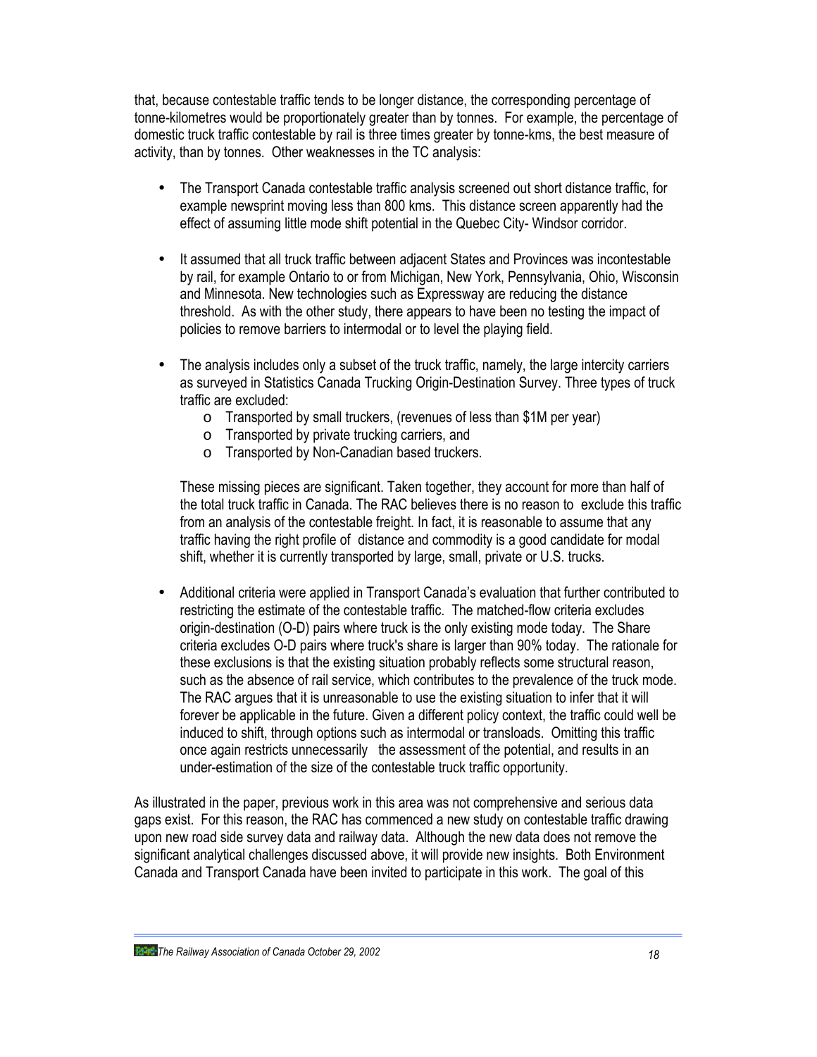that, because contestable traffic tends to be longer distance, the corresponding percentage of tonne-kilometres would be proportionately greater than by tonnes. For example, the percentage of domestic truck traffic contestable by rail is three times greater by tonne-kms, the best measure of activity, than by tonnes. Other weaknesses in the TC analysis:

- The Transport Canada contestable traffic analysis screened out short distance traffic, for example newsprint moving less than 800 kms. This distance screen apparently had the effect of assuming little mode shift potential in the Quebec City- Windsor corridor.

- It assumed that all truck traffic between adjacent States and Provinces was incontestable by rail, for example Ontario to or from Michigan, New York, Pennsylvania, Ohio, Wisconsin and Minnesota. New technologies such as Expressway are reducing the distance threshold. As with the other study, there appears to have been no testing the impact of policies to remove barriers to intermodal or to level the playing field.

- The analysis includes only a subset of the truck traffic, namely, the large intercity carriers as surveyed in Statistics Canada Trucking Origin-Destination Survey. Three types of truck traffic are excluded:
  - Transported by small truckers, (revenues of less than $1M per year)
  - Transported by private trucking carriers, and
  - Transported by Non-Canadian based truckers.

  These missing pieces are significant. Taken together, they account for more than half of the total truck traffic in Canada. The RAC believes there is no reason to exclude this traffic from an analysis of the contestable freight. In fact, it is reasonable to assume that any traffic having the right profile of distance and commodity is a good candidate for modal shift, whether it is currently transported by large, small, private or U.S. trucks.

- Additional criteria were applied in Transport Canada's evaluation that further contributed to restricting the estimate of the contestable traffic. The matched-flow criteria excludes origin-destination (O-D) pairs where truck is the only existing mode today. The Share criteria excludes O-D pairs where truck's share is larger than 90% today. The rationale for these exclusions is that the existing situation probably reflects some structural reason, such as the absence of rail service, which contributes to the prevalence of the truck mode. The RAC argues that it is unreasonable to use the existing situation to infer that it will forever be applicable in the future. Given a different policy context, the traffic could well be induced to shift, through options such as intermodal or transloads. Omitting this traffic once again restricts unnecessarily the assessment of the potential, and results in an under-estimation of the size of the contestable truck traffic opportunity.

As illustrated in the paper, previous work in this area was not comprehensive and serious data gaps exist. For this reason, the RAC has commenced a new study on contestable traffic drawing upon new road side survey data and railway data. Although the new data does not remove the significant analytical challenges discussed above, it will provide new insights. Both Environment Canada and Transport Canada have been invited to participate in this work. The goal of this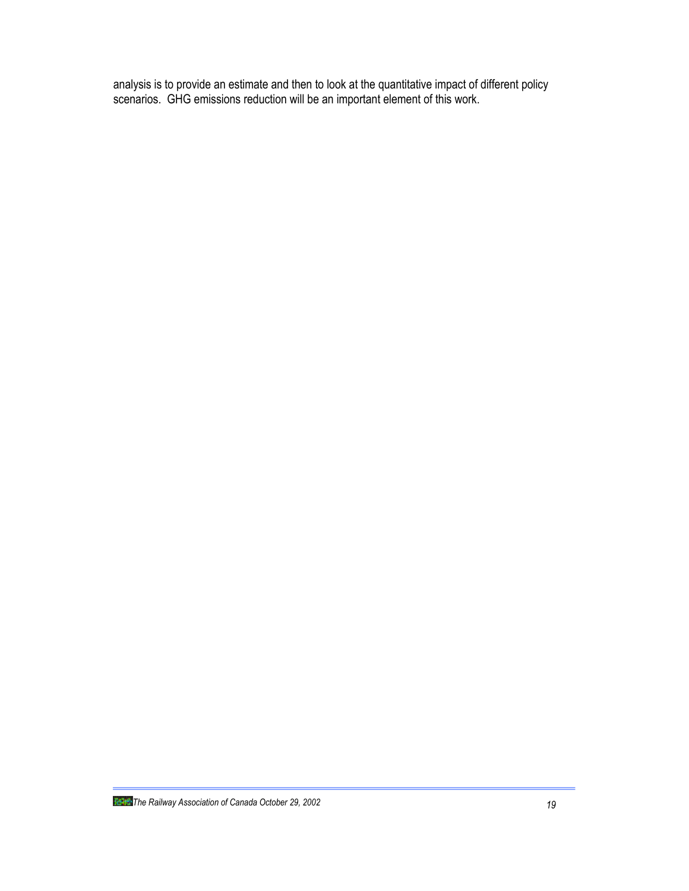analysis is to provide an estimate and then to look at the quantitative impact of different policy scenarios. GHG emissions reduction will be an important element of this work.